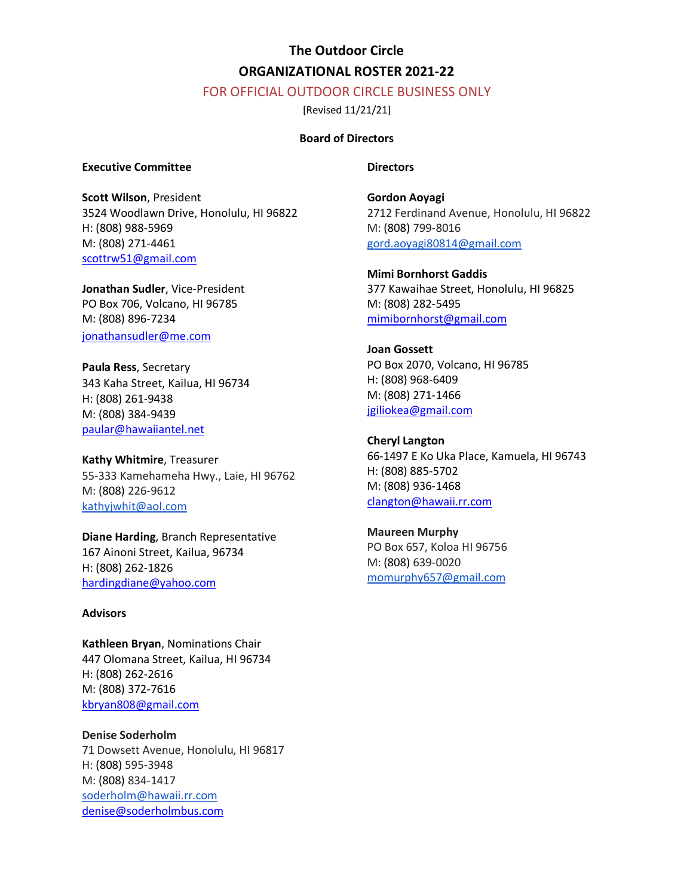# The Outdoor Circle

## ORGANIZATIONAL ROSTER 2021-22

FOR OFFICIAL OUTDOOR CIRCLE BUSINESS ONLY

[Revised 11/21/21]

### Board of Directors

#### Executive Committee

**Scott Wilson**, President
3524 Woodlawn Drive, Honolulu, HI 96822
H: (808) 988-5969
M: (808) 271-4461
scottrw51@gmail.com

**Jonathan Sudler**, Vice-President
PO Box 706, Volcano, HI 96785
M: (808) 896-7234
jonathansudler@me.com

**Paula Ress**, Secretary
343 Kaha Street, Kailua, HI 96734
H: (808) 261-9438
M: (808) 384-9439
paular@hawaiiantel.net

**Kathy Whitmire**, Treasurer
55-333 Kamehameha Hwy., Laie, HI 96762
M: (808) 226-9612
kathyjwhit@aol.com

**Diane Harding**, Branch Representative
167 Ainoni Street, Kailua, 96734
H: (808) 262-1826
hardingdiane@yahoo.com

#### Advisors

**Kathleen Bryan**, Nominations Chair
447 Olomana Street, Kailua, HI 96734
H: (808) 262-2616
M: (808) 372-7616
kbryan808@gmail.com

**Denise Soderholm**
71 Dowsett Avenue, Honolulu, HI 96817
H: (808) 595-3948
M: (808) 834-1417
soderholm@hawaii.rr.com
denise@soderholmbus.com

#### Directors

**Gordon Aoyagi**
2712 Ferdinand Avenue, Honolulu, HI 96822
M: (808) 799-8016
gord.aoyagi80814@gmail.com

**Mimi Bornhorst Gaddis**
377 Kawaihae Street, Honolulu, HI 96825
M: (808) 282-5495
mimibornhorst@gmail.com

**Joan Gossett**
PO Box 2070, Volcano, HI 96785
H: (808) 968-6409
M: (808) 271-1466
jgiliokea@gmail.com

**Cheryl Langton**
66-1497 E Ko Uka Place, Kamuela, HI 96743
H: (808) 885-5702
M: (808) 936-1468
clangton@hawaii.rr.com

**Maureen Murphy**
PO Box 657, Koloa HI 96756
M: (808) 639-0020
momurphy657@gmail.com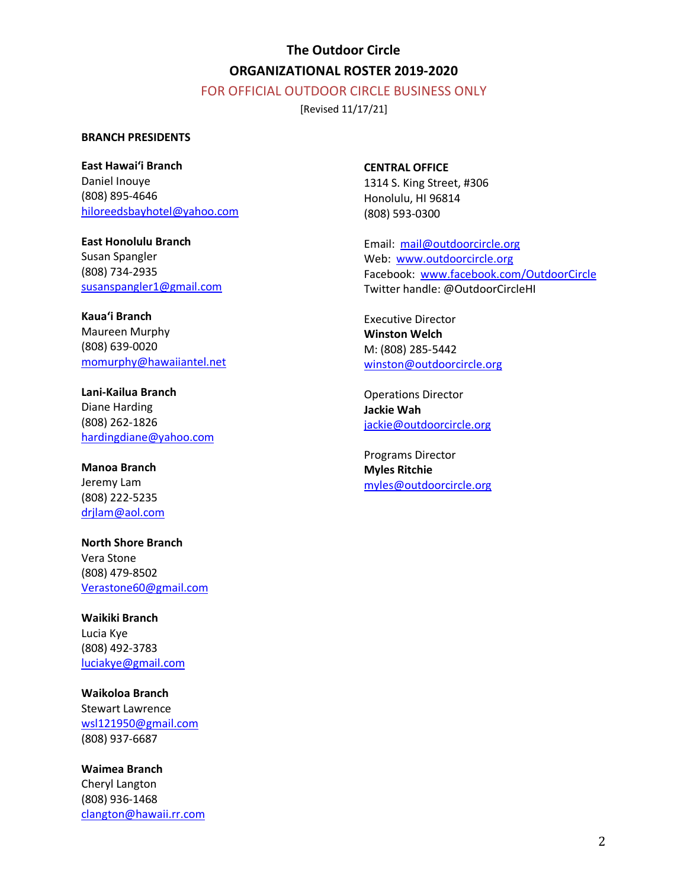# The Outdoor Circle

## ORGANIZATIONAL ROSTER 2019-2020

FOR OFFICIAL OUTDOOR CIRCLE BUSINESS ONLY

[Revised 11/17/21]

### BRANCH PRESIDENTS

**East Hawaiʻi Branch**
Daniel Inouye
(808) 895-4646
hiloreedsbayhotel@yahoo.com

**East Honolulu Branch**
Susan Spangler
(808) 734-2935
susanspangler1@gmail.com

**Kauaʻi Branch**
Maureen Murphy
(808) 639-0020
momurphy@hawaiiantel.net

**Lani-Kailua Branch**
Diane Harding
(808) 262-1826
hardingdiane@yahoo.com

**Manoa Branch**
Jeremy Lam
(808) 222-5235
drjlam@aol.com

**North Shore Branch**
Vera Stone
(808) 479-8502
Verastone60@gmail.com

**Waikiki Branch**
Lucia Kye
(808) 492-3783
luciakye@gmail.com

**Waikoloa Branch**
Stewart Lawrence
wsl121950@gmail.com
(808) 937-6687

**Waimea Branch**
Cheryl Langton
(808) 936-1468
clangton@hawaii.rr.com

### CENTRAL OFFICE

1314 S. King Street, #306
Honolulu, HI 96814
(808) 593-0300

Email: mail@outdoorcircle.org
Web: www.outdoorcircle.org
Facebook: www.facebook.com/OutdoorCircle
Twitter handle: @OutdoorCircleHI

Executive Director
**Winston Welch**
M: (808) 285-5442
winston@outdoorcircle.org

Operations Director
**Jackie Wah**
jackie@outdoorcircle.org

Programs Director
**Myles Ritchie**
myles@outdoorcircle.org